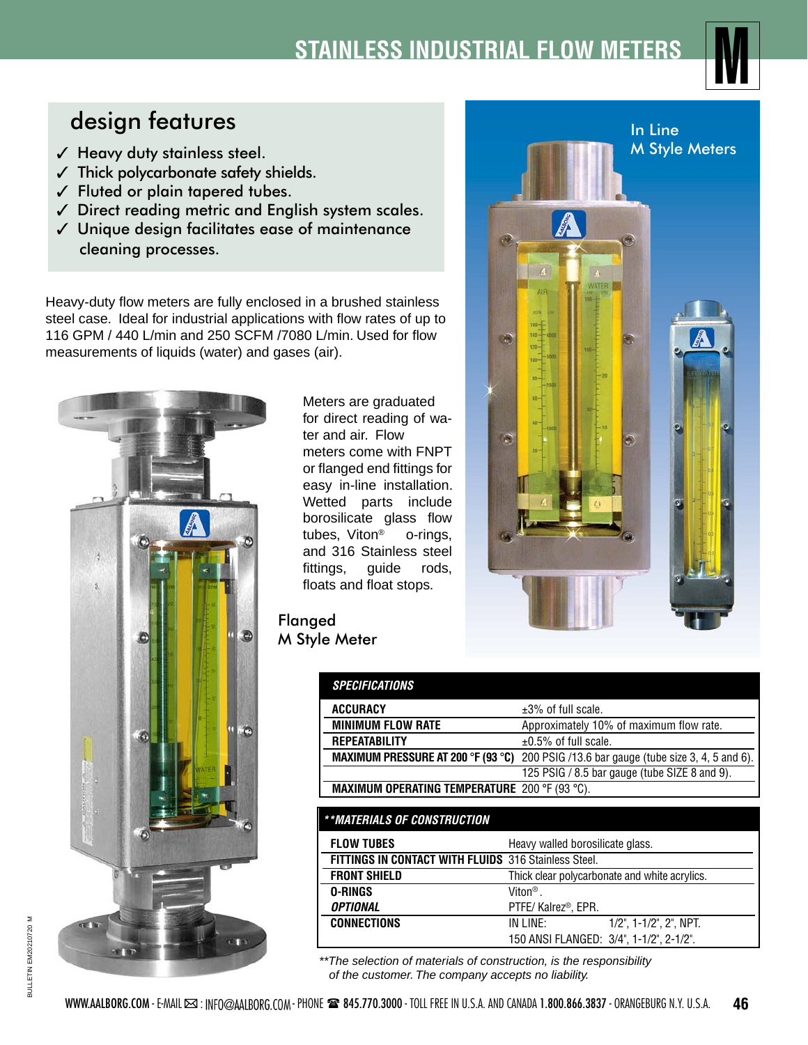# STAINLESS INDUSTRIAL FLOW METERS

## M

## design features

- ✓ Heavy duty stainless steel.
- ✓ Thick polycarbonate safety shields.
- ✓ Fluted or plain tapered tubes.
- ✓ Direct reading metric and English system scales.
- ✓ Unique design facilitates ease of maintenance cleaning processes.

Heavy-duty flow meters are fully enclosed in a brushed stainless steel case. Ideal for industrial applications with flow rates of up to 116 GPM / 440 L/min and 250 SCFM /7080 L/min. Used for flow measurements of liquids (water) and gases (air).

Meters are graduated for direct reading of water and air. Flow meters come with FNPT or flanged end fittings for easy in-line installation. Wetted parts include borosilicate glass flow tubes, Viton® o-rings, and 316 Stainless steel fittings, guide rods, floats and float stops.

Flanged M Style Meter

In Line M Style Meters

| *SPECIFICATIONS* | |
|---|---|
| **ACCURACY** | ±3% of full scale. |
| **MINIMUM FLOW RATE** | Approximately 10% of maximum flow rate. |
| **REPEATABILITY** | ±0.5% of full scale. |
| **MAXIMUM PRESSURE AT 200 °F (93 °C)** | 200 PSIG /13.6 bar gauge (tube size 3, 4, 5 and 6). |
| | 125 PSIG / 8.5 bar gauge (tube SIZE 8 and 9). |
| **MAXIMUM OPERATING TEMPERATURE** | 200 °F (93 °C). |

| ***\*\*MATERIALS OF CONSTRUCTION*** | | |
|---|---|---|
| **FLOW TUBES** | Heavy walled borosilicate glass. | |
| **FITTINGS IN CONTACT WITH FLUIDS** | 316 Stainless Steel. | |
| **FRONT SHIELD** | Thick clear polycarbonate and white acrylics. | |
| **O-RINGS** | Viton®. | |
| ***OPTIONAL*** | PTFE/ Kalrez®, EPR. | |
| **CONNECTIONS** | IN LINE: | 1/2", 1-1/2", 2", NPT. |
| | 150 ANSI FLANGED: | 3/4", 1-1/2", 2-1/2". |

*\*\*The selection of materials of construction, is the responsibility of the customer. The company accepts no liability.*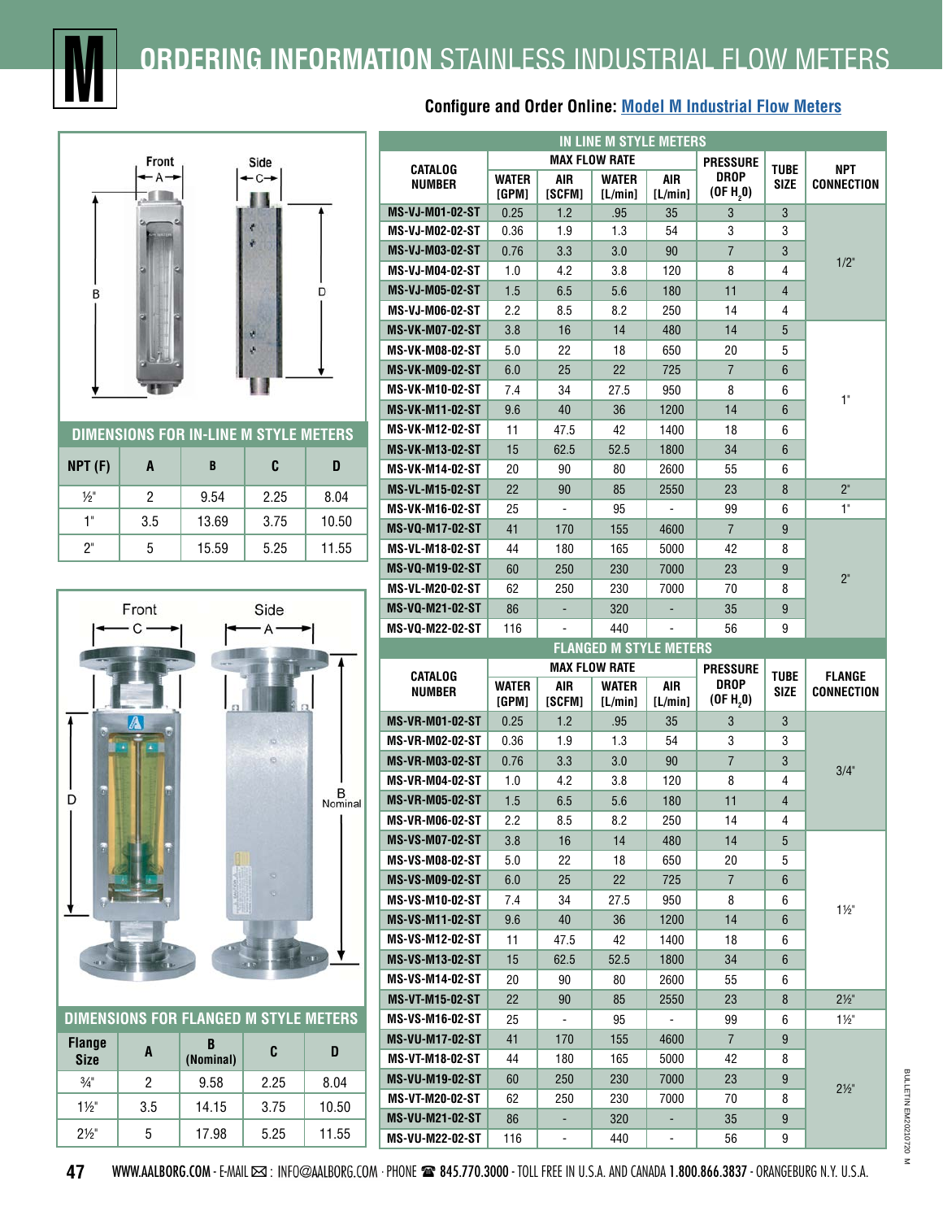# ORDERING INFORMATION STAINLESS INDUSTRIAL FLOW METERS

**Configure and Order Online: Model M Industrial Flow Meters**

Front
Side
A
C
B
D

## DIMENSIONS FOR IN-LINE M STYLE METERS

| NPT (F) | A | B | C | D |
|---|---|---|---|---|
| ½" | 2 | 9.54 | 2.25 | 8.04 |
| 1" | 3.5 | 13.69 | 3.75 | 10.50 |
| 2" | 5 | 15.59 | 5.25 | 11.55 |

Front
Side
C
A
D
B Nominal

## DIMENSIONS FOR FLANGED M STYLE METERS

| Flange Size | A | B (Nominal) | C | D |
|---|---|---|---|---|
| ¾" | 2 | 9.58 | 2.25 | 8.04 |
| 1½" | 3.5 | 14.15 | 3.75 | 10.50 |
| 2½" | 5 | 17.98 | 5.25 | 11.55 |

## IN LINE M STYLE METERS

| CATALOG NUMBER | MAX FLOW RATE | | | | PRESSURE DROP (OF $H_2O$) | TUBE SIZE | NPT CONNECTION |
|---|---|---|---|---|---|---|---|
| | WATER [GPM] | AIR [SCFM] | WATER [L/min] | AIR [L/min] | | | |
| MS-VJ-M01-02-ST | 0.25 | 1.2 | .95 | 35 | 3 | 3 | 1/2" |
| MS-VJ-M02-02-ST | 0.36 | 1.9 | 1.3 | 54 | 3 | 3 | 1/2" |
| MS-VJ-M03-02-ST | 0.76 | 3.3 | 3.0 | 90 | 7 | 3 | 1/2" |
| MS-VJ-M04-02-ST | 1.0 | 4.2 | 3.8 | 120 | 8 | 4 | 1/2" |
| MS-VJ-M05-02-ST | 1.5 | 6.5 | 5.6 | 180 | 11 | 4 | 1/2" |
| MS-VJ-M06-02-ST | 2.2 | 8.5 | 8.2 | 250 | 14 | 4 | 1/2" |
| MS-VK-M07-02-ST | 3.8 | 16 | 14 | 480 | 14 | 5 | 1" |
| MS-VK-M08-02-ST | 5.0 | 22 | 18 | 650 | 20 | 5 | 1" |
| MS-VK-M09-02-ST | 6.0 | 25 | 22 | 725 | 7 | 6 | 1" |
| MS-VK-M10-02-ST | 7.4 | 34 | 27.5 | 950 | 8 | 6 | 1" |
| MS-VK-M11-02-ST | 9.6 | 40 | 36 | 1200 | 14 | 6 | 1" |
| MS-VK-M12-02-ST | 11 | 47.5 | 42 | 1400 | 18 | 6 | 1" |
| MS-VK-M13-02-ST | 15 | 62.5 | 52.5 | 1800 | 34 | 6 | 1" |
| MS-VK-M14-02-ST | 20 | 90 | 80 | 2600 | 55 | 6 | 1" |
| MS-VL-M15-02-ST | 22 | 90 | 85 | 2550 | 23 | 8 | 2" |
| MS-VK-M16-02-ST | 25 | - | 95 | - | 99 | 6 | 1" |
| MS-VQ-M17-02-ST | 41 | 170 | 155 | 4600 | 7 | 9 | 2" |
| MS-VL-M18-02-ST | 44 | 180 | 165 | 5000 | 42 | 8 | 2" |
| MS-VQ-M19-02-ST | 60 | 250 | 230 | 7000 | 23 | 9 | 2" |
| MS-VL-M20-02-ST | 62 | 250 | 230 | 7000 | 70 | 8 | 2" |
| MS-VQ-M21-02-ST | 86 | - | 320 | - | 35 | 9 | 2" |
| MS-VQ-M22-02-ST | 116 | - | 440 | - | 56 | 9 | 2" |

## FLANGED M STYLE METERS

| CATALOG NUMBER | MAX FLOW RATE | | | | PRESSURE DROP (OF $H_2O$) | TUBE SIZE | FLANGE CONNECTION |
|---|---|---|---|---|---|---|---|
| | WATER [GPM] | AIR [SCFM] | WATER [L/min] | AIR [L/min] | | | |
| MS-VR-M01-02-ST | 0.25 | 1.2 | .95 | 35 | 3 | 3 | 3/4" |
| MS-VR-M02-02-ST | 0.36 | 1.9 | 1.3 | 54 | 3 | 3 | 3/4" |
| MS-VR-M03-02-ST | 0.76 | 3.3 | 3.0 | 90 | 7 | 3 | 3/4" |
| MS-VR-M04-02-ST | 1.0 | 4.2 | 3.8 | 120 | 8 | 4 | 3/4" |
| MS-VR-M05-02-ST | 1.5 | 6.5 | 5.6 | 180 | 11 | 4 | 3/4" |
| MS-VR-M06-02-ST | 2.2 | 8.5 | 8.2 | 250 | 14 | 4 | 3/4" |
| MS-VS-M07-02-ST | 3.8 | 16 | 14 | 480 | 14 | 5 | 1½" |
| MS-VS-M08-02-ST | 5.0 | 22 | 18 | 650 | 20 | 5 | 1½" |
| MS-VS-M09-02-ST | 6.0 | 25 | 22 | 725 | 7 | 6 | 1½" |
| MS-VS-M10-02-ST | 7.4 | 34 | 27.5 | 950 | 8 | 6 | 1½" |
| MS-VS-M11-02-ST | 9.6 | 40 | 36 | 1200 | 14 | 6 | 1½" |
| MS-VS-M12-02-ST | 11 | 47.5 | 42 | 1400 | 18 | 6 | 1½" |
| MS-VS-M13-02-ST | 15 | 62.5 | 52.5 | 1800 | 34 | 6 | 1½" |
| MS-VS-M14-02-ST | 20 | 90 | 80 | 2600 | 55 | 6 | 1½" |
| MS-VT-M15-02-ST | 22 | 90 | 85 | 2550 | 23 | 8 | 2½" |
| MS-VS-M16-02-ST | 25 | - | 95 | - | 99 | 6 | 1½" |
| MS-VU-M17-02-ST | 41 | 170 | 155 | 4600 | 7 | 9 | 2½" |
| MS-VT-M18-02-ST | 44 | 180 | 165 | 5000 | 42 | 8 | 2½" |
| MS-VU-M19-02-ST | 60 | 250 | 230 | 7000 | 23 | 9 | 2½" |
| MS-VT-M20-02-ST | 62 | 250 | 230 | 7000 | 70 | 8 | 2½" |
| MS-VU-M21-02-ST | 86 | - | 320 | - | 35 | 9 | 2½" |
| MS-VU-M22-02-ST | 116 | - | 440 | - | 56 | 9 | 2½" |

BULLETIN EM20210720 M

WWW.AALBORG.COM - E-MAIL: INFO@AALBORG.COM · PHONE 845.770.3000 - TOLL FREE IN U.S.A. AND CANADA 1.800.866.3837 - ORANGEBURG N.Y. U.S.A.